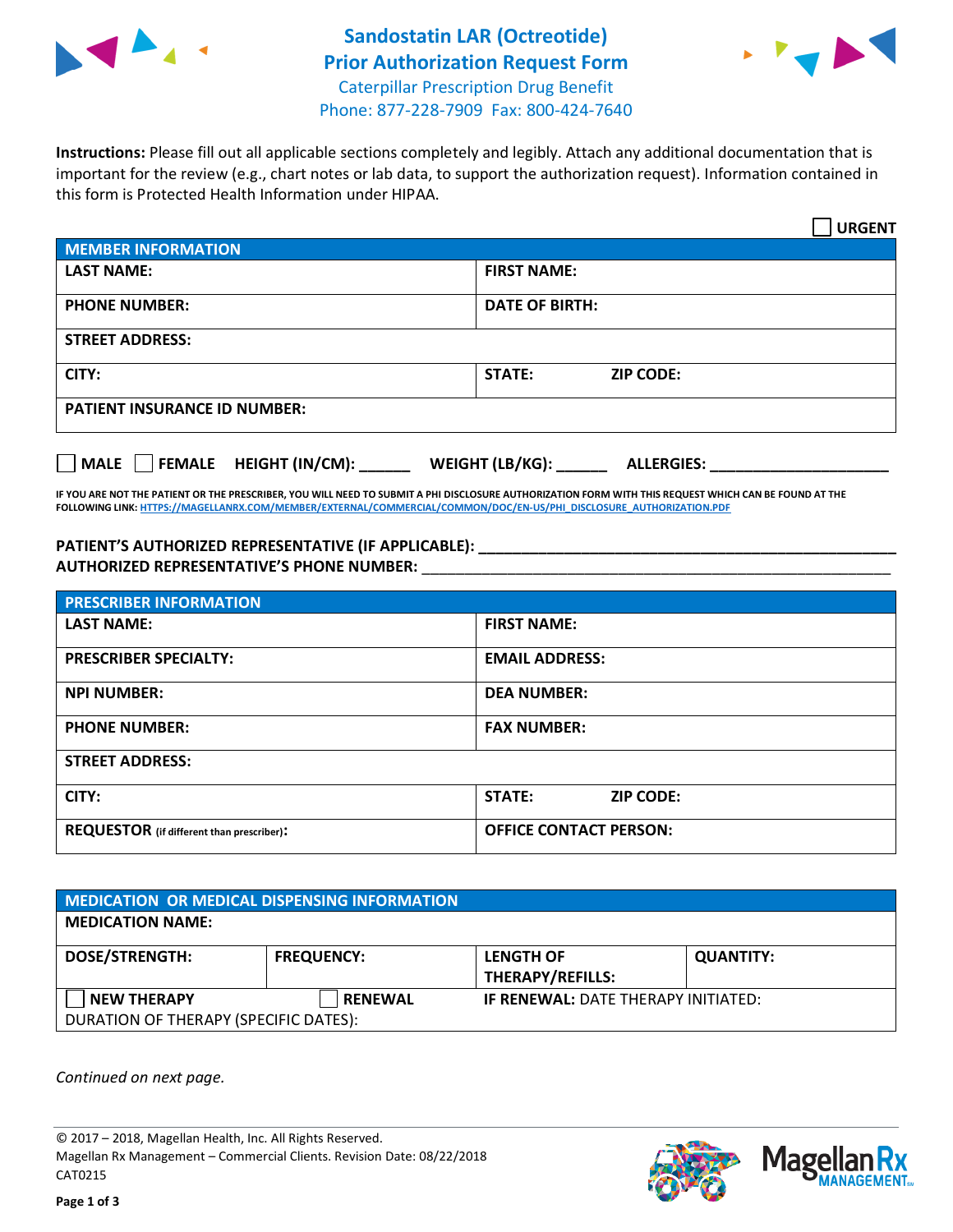# Sandostatin LAR (Octreotide) Prior Authorization Request Form

Caterpillar Prescription Drug Benefit
Phone: 877-228-7909 Fax: 800-424-7640

**Instructions:** Please fill out all applicable sections completely and legibly. Attach any additional documentation that is important for the review (e.g., chart notes or lab data, to support the authorization request). Information contained in this form is Protected Health Information under HIPAA.

☐ **URGENT**

| **MEMBER INFORMATION** | | |
|---|---|---|
| **LAST NAME:** | **FIRST NAME:** | |
| **PHONE NUMBER:** | **DATE OF BIRTH:** | |
| **STREET ADDRESS:** | | |
| **CITY:** | **STATE:** | **ZIP CODE:** |
| **PATIENT INSURANCE ID NUMBER:** | | |

☐ **MALE** ☐ **FEMALE** **HEIGHT (IN/CM):** ______ **WEIGHT (LB/KG):** ______ **ALLERGIES:** ____________________

**IF YOU ARE NOT THE PATIENT OR THE PRESCRIBER, YOU WILL NEED TO SUBMIT A PHI DISCLOSURE AUTHORIZATION FORM WITH THIS REQUEST WHICH CAN BE FOUND AT THE FOLLOWING LINK: HTTPS://MAGELLANRX.COM/MEMBER/EXTERNAL/COMMERCIAL/COMMON/DOC/EN-US/PHI_DISCLOSURE_AUTHORIZATION.PDF**

**PATIENT'S AUTHORIZED REPRESENTATIVE (IF APPLICABLE):** ____________________________________________
**AUTHORIZED REPRESENTATIVE'S PHONE NUMBER:** ____________________________________________

| **PRESCRIBER INFORMATION** | | |
|---|---|---|
| **LAST NAME:** | **FIRST NAME:** | |
| **PRESCRIBER SPECIALTY:** | **EMAIL ADDRESS:** | |
| **NPI NUMBER:** | **DEA NUMBER:** | |
| **PHONE NUMBER:** | **FAX NUMBER:** | |
| **STREET ADDRESS:** | | |
| **CITY:** | **STATE:** | **ZIP CODE:** |
| **REQUESTOR** (if different than prescriber)**:** | **OFFICE CONTACT PERSON:** | |

| **MEDICATION OR MEDICAL DISPENSING INFORMATION** | | | |
|---|---|---|---|
| **MEDICATION NAME:** | | | |
| **DOSE/STRENGTH:** | **FREQUENCY:** | **LENGTH OF THERAPY/REFILLS:** | **QUANTITY:** |
| ☐ **NEW THERAPY** | ☐ **RENEWAL** | **IF RENEWAL:** DATE THERAPY INITIATED: | |
| DURATION OF THERAPY (SPECIFIC DATES): | | | |

*Continued on next page.*

© 2017 – 2018, Magellan Health, Inc. All Rights Reserved.
Magellan Rx Management – Commercial Clients. Revision Date: 08/22/2018
CAT0215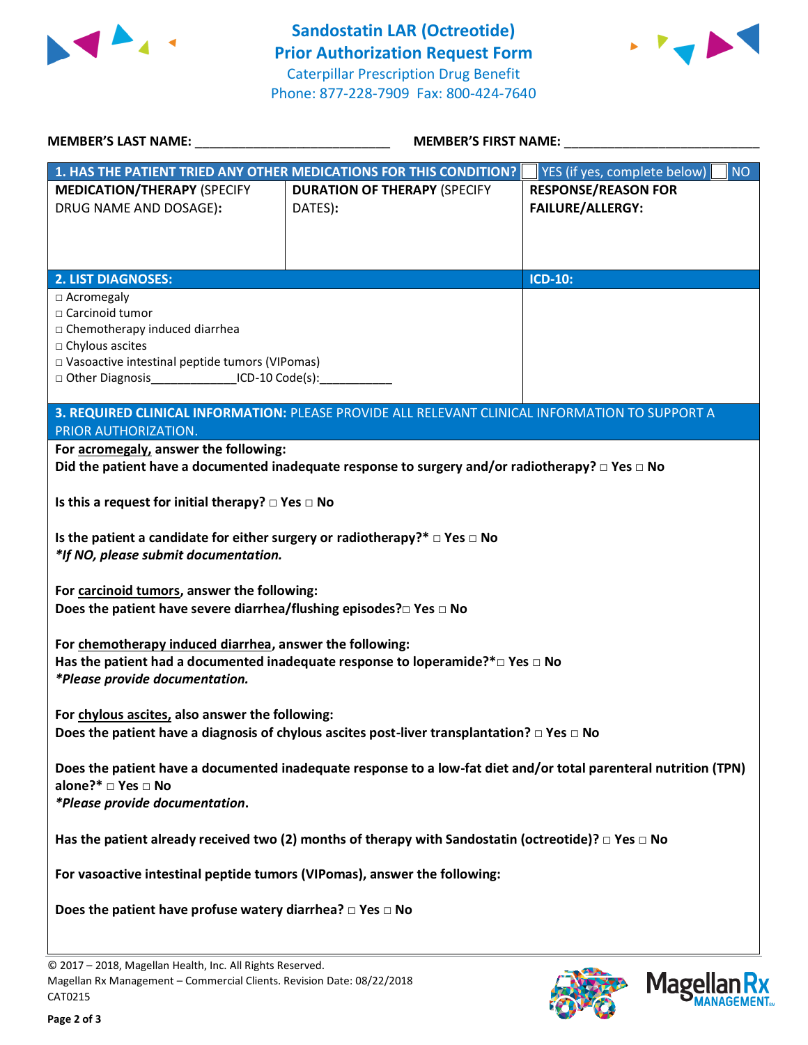# Sandostatin LAR (Octreotide) Prior Authorization Request Form

Caterpillar Prescription Drug Benefit
Phone: 877-228-7909 Fax: 800-424-7640

**MEMBER'S LAST NAME:** ___________________________ **MEMBER'S FIRST NAME:** ___________________________

| **1. HAS THE PATIENT TRIED ANY OTHER MEDICATIONS FOR THIS CONDITION?** | | ☐ YES (if yes, complete below) ☐ NO |
|---|---|---|
| **MEDICATION/THERAPY** (SPECIFY DRUG NAME AND DOSAGE): | **DURATION OF THERAPY** (SPECIFY DATES): | **RESPONSE/REASON FOR FAILURE/ALLERGY:** |
| | | |

| **2. LIST DIAGNOSES:** | **ICD-10:** |
|---|---|
| □ Acromegaly<br>□ Carcinoid tumor<br>□ Chemotherapy induced diarrhea<br>□ Chylous ascites<br>□ Vasoactive intestinal peptide tumors (VIPomas)<br>□ Other Diagnosis_____________ICD-10 Code(s):___________ | |

**3. REQUIRED CLINICAL INFORMATION:** PLEASE PROVIDE ALL RELEVANT CLINICAL INFORMATION TO SUPPORT A PRIOR AUTHORIZATION.

**For acromegaly, answer the following:**
**Did the patient have a documented inadequate response to surgery and/or radiotherapy? □ Yes □ No**

**Is this a request for initial therapy? □ Yes □ No**

**Is the patient a candidate for either surgery or radiotherapy?\* □ Yes □ No**
***If NO, please submit documentation.**

**For carcinoid tumors, answer the following:**
**Does the patient have severe diarrhea/flushing episodes?□ Yes □ No**

**For chemotherapy induced diarrhea, answer the following:**
**Has the patient had a documented inadequate response to loperamide?\*□ Yes □ No**
***Please provide documentation.**

**For chylous ascites, also answer the following:**
**Does the patient have a diagnosis of chylous ascites post-liver transplantation? □ Yes □ No**

**Does the patient have a documented inadequate response to a low-fat diet and/or total parenteral nutrition (TPN) alone?\* □ Yes □ No**
***Please provide documentation.**

**Has the patient already received two (2) months of therapy with Sandostatin (octreotide)? □ Yes □ No**

**For vasoactive intestinal peptide tumors (VIPomas), answer the following:**

**Does the patient have profuse watery diarrhea? □ Yes □ No**

© 2017 – 2018, Magellan Health, Inc. All Rights Reserved.
Magellan Rx Management – Commercial Clients. Revision Date: 08/22/2018
CAT0215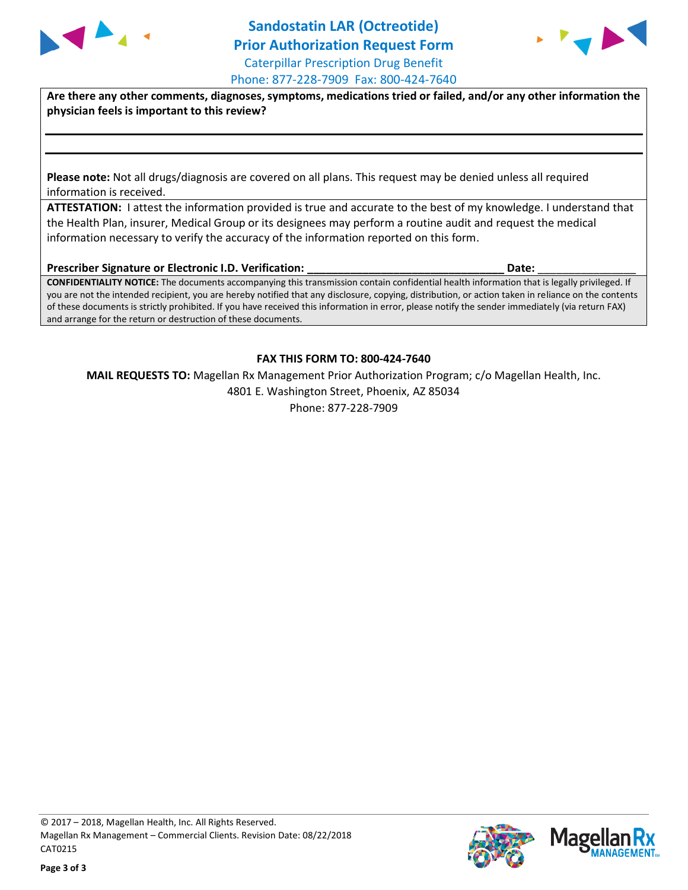# Sandostatin LAR (Octreotide) Prior Authorization Request Form

Caterpillar Prescription Drug Benefit

Phone: 877-228-7909 Fax: 800-424-7640

**Are there any other comments, diagnoses, symptoms, medications tried or failed, and/or any other information the physician feels is important to this review?**

______________________________________________________________________________

______________________________________________________________________________

**Please note:** Not all drugs/diagnosis are covered on all plans. This request may be denied unless all required information is received.

**ATTESTATION:** I attest the information provided is true and accurate to the best of my knowledge. I understand that the Health Plan, insurer, Medical Group or its designees may perform a routine audit and request the medical information necessary to verify the accuracy of the information reported on this form.

**Prescriber Signature or Electronic I.D. Verification:** _______________________________ **Date:** _______________

**CONFIDENTIALITY NOTICE:** The documents accompanying this transmission contain confidential health information that is legally privileged. If you are not the intended recipient, you are hereby notified that any disclosure, copying, distribution, or action taken in reliance on the contents of these documents is strictly prohibited. If you have received this information in error, please notify the sender immediately (via return FAX) and arrange for the return or destruction of these documents.

**FAX THIS FORM TO: 800-424-7640**

**MAIL REQUESTS TO:** Magellan Rx Management Prior Authorization Program; c/o Magellan Health, Inc.
4801 E. Washington Street, Phoenix, AZ 85034
Phone: 877-228-7909

© 2017 – 2018, Magellan Health, Inc. All Rights Reserved.
Magellan Rx Management – Commercial Clients. Revision Date: 08/22/2018
CAT0215